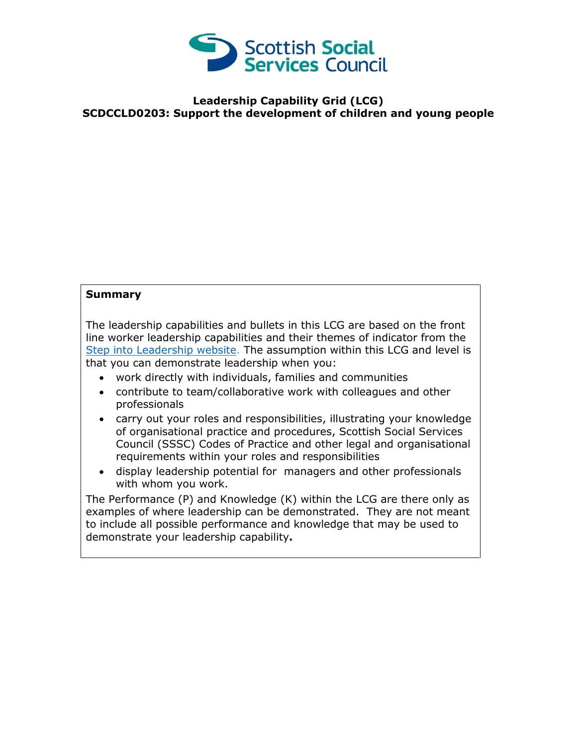Scottish Social Services Council

**Leadership Capability Grid (LCG)**
**SCDCCLD0203: Support the development of children and young people**

**Summary**

The leadership capabilities and bullets in this LCG are based on the front line worker leadership capabilities and their themes of indicator from the [Step into Leadership website.](#) The assumption within this LCG and level is that you can demonstrate leadership when you:

- work directly with individuals, families and communities
- contribute to team/collaborative work with colleagues and other professionals
- carry out your roles and responsibilities, illustrating your knowledge of organisational practice and procedures, Scottish Social Services Council (SSSC) Codes of Practice and other legal and organisational requirements within your roles and responsibilities
- display leadership potential for managers and other professionals with whom you work.

The Performance (P) and Knowledge (K) within the LCG are there only as examples of where leadership can be demonstrated. They are not meant to include all possible performance and knowledge that may be used to demonstrate your leadership capability**.**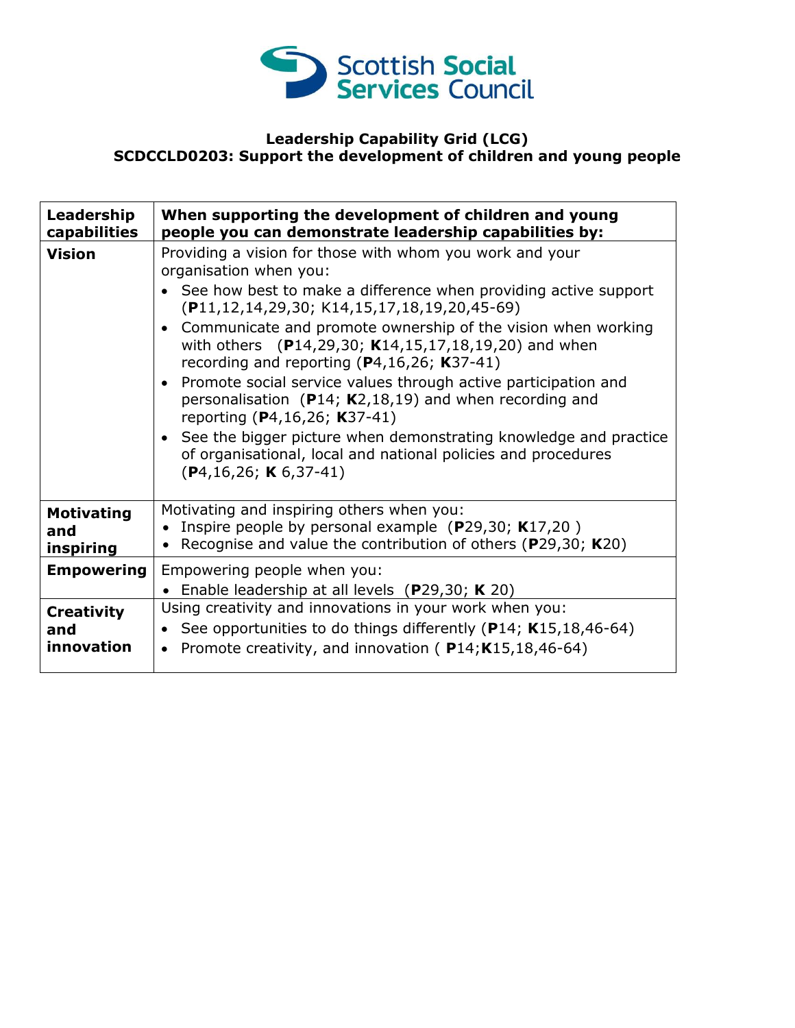**Leadership Capability Grid (LCG)**
**SCDCCLD0203: Support the development of children and young people**

| Leadership capabilities | When supporting the development of children and young people you can demonstrate leadership capabilities by: |
|---|---|
| **Vision** | Providing a vision for those with whom you work and your organisation when you:<br>• See how best to make a difference when providing active support (**P**11,12,14,29,30; K14,15,17,18,19,20,45-69)<br>• Communicate and promote ownership of the vision when working with others (**P**14,29,30; **K**14,15,17,18,19,20) and when recording and reporting (**P**4,16,26; **K**37-41)<br>• Promote social service values through active participation and personalisation (**P**14; **K**2,18,19) and when recording and reporting (**P**4,16,26; **K**37-41)<br>• See the bigger picture when demonstrating knowledge and practice of organisational, local and national policies and procedures (**P**4,16,26; **K** 6,37-41) |
| **Motivating and inspiring** | Motivating and inspiring others when you:<br>• Inspire people by personal example (**P**29,30; **K**17,20 )<br>• Recognise and value the contribution of others (**P**29,30; **K**20) |
| **Empowering** | Empowering people when you:<br>• Enable leadership at all levels (**P**29,30; **K** 20) |
| **Creativity and innovation** | Using creativity and innovations in your work when you:<br>• See opportunities to do things differently (**P**14; **K**15,18,46-64)<br>• Promote creativity, and innovation ( **P**14;**K**15,18,46-64) |